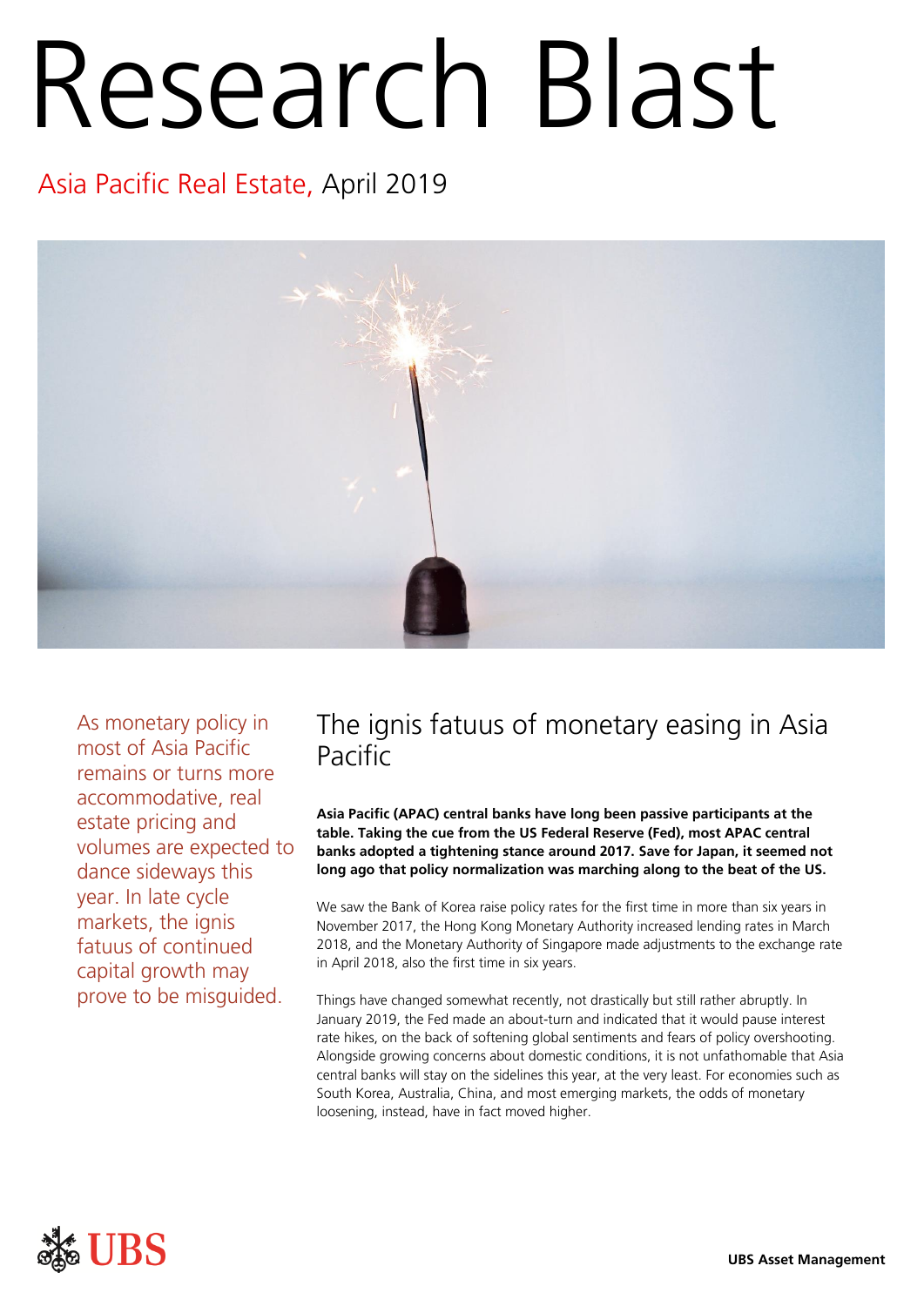# Research Blast

## Asia Pacific Real Estate, April 2019

As monetary policy in most of Asia Pacific remains or turns more accommodative, real estate pricing and volumes are expected to dance sideways this year. In late cycle markets, the ignis fatuus of continued capital growth may prove to be misguided.

## The ignis fatuus of monetary easing in Asia Pacific

**Asia Pacific (APAC) central banks have long been passive participants at the table. Taking the cue from the US Federal Reserve (Fed), most APAC central banks adopted a tightening stance around 2017. Save for Japan, it seemed not long ago that policy normalization was marching along to the beat of the US.**

We saw the Bank of Korea raise policy rates for the first time in more than six years in November 2017, the Hong Kong Monetary Authority increased lending rates in March 2018, and the Monetary Authority of Singapore made adjustments to the exchange rate in April 2018, also the first time in six years.

Things have changed somewhat recently, not drastically but still rather abruptly. In January 2019, the Fed made an about-turn and indicated that it would pause interest rate hikes, on the back of softening global sentiments and fears of policy overshooting. Alongside growing concerns about domestic conditions, it is not unfathomable that Asia central banks will stay on the sidelines this year, at the very least. For economies such as South Korea, Australia, China, and most emerging markets, the odds of monetary loosening, instead, have in fact moved higher.

UBS

UBS Asset Management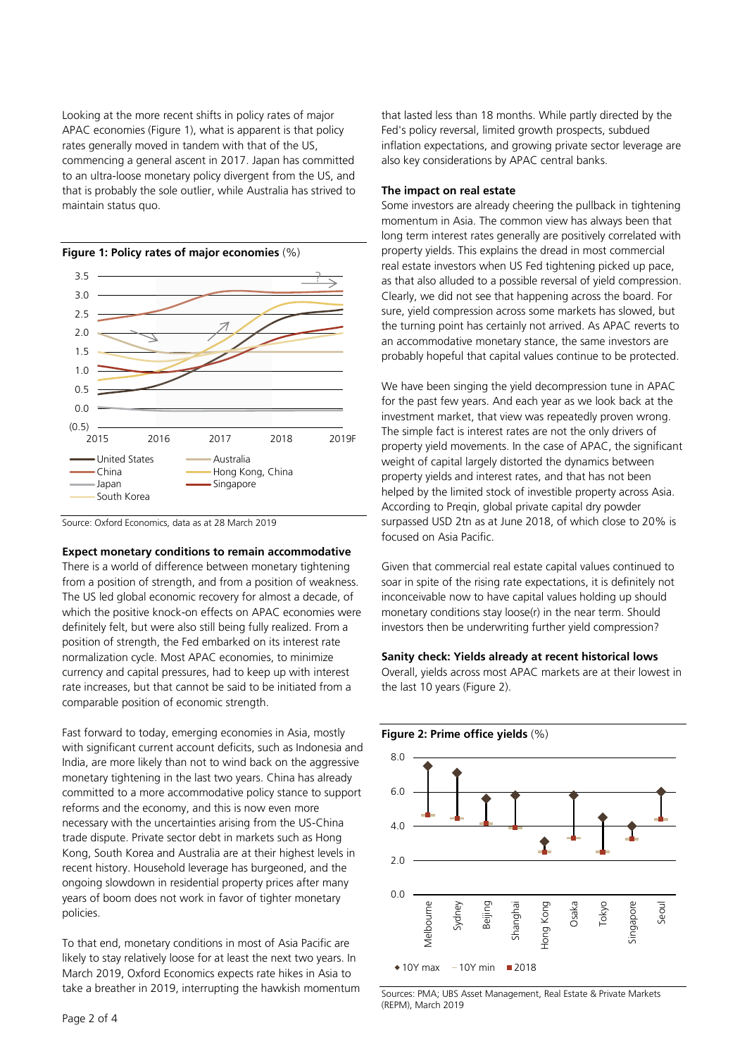Looking at the more recent shifts in policy rates of major APAC economies (Figure 1), what is apparent is that policy rates generally moved in tandem with that of the US, commencing a general ascent in 2017. Japan has committed to an ultra-loose monetary policy divergent from the US, and that is probably the sole outlier, while Australia has strived to maintain status quo.

**Figure 1: Policy rates of major economies** (%)

Source: Oxford Economics, data as at 28 March 2019

### Expect monetary conditions to remain accommodative

There is a world of difference between monetary tightening from a position of strength, and from a position of weakness. The US led global economic recovery for almost a decade, of which the positive knock-on effects on APAC economies were definitely felt, but were also still being fully realized. From a position of strength, the Fed embarked on its interest rate normalization cycle. Most APAC economies, to minimize currency and capital pressures, had to keep up with interest rate increases, but that cannot be said to be initiated from a comparable position of economic strength.

Fast forward to today, emerging economies in Asia, mostly with significant current account deficits, such as Indonesia and India, are more likely than not to wind back on the aggressive monetary tightening in the last two years. China has already committed to a more accommodative policy stance to support reforms and the economy, and this is now even more necessary with the uncertainties arising from the US-China trade dispute. Private sector debt in markets such as Hong Kong, South Korea and Australia are at their highest levels in recent history. Household leverage has burgeoned, and the ongoing slowdown in residential property prices after many years of boom does not work in favor of tighter monetary policies.

To that end, monetary conditions in most of Asia Pacific are likely to stay relatively loose for at least the next two years. In March 2019, Oxford Economics expects rate hikes in Asia to take a breather in 2019, interrupting the hawkish momentum that lasted less than 18 months. While partly directed by the Fed's policy reversal, limited growth prospects, subdued inflation expectations, and growing private sector leverage are also key considerations by APAC central banks.

### The impact on real estate

Some investors are already cheering the pullback in tightening momentum in Asia. The common view has always been that long term interest rates generally are positively correlated with property yields. This explains the dread in most commercial real estate investors when US Fed tightening picked up pace, as that also alluded to a possible reversal of yield compression. Clearly, we did not see that happening across the board. For sure, yield compression across some markets has slowed, but the turning point has certainly not arrived. As APAC reverts to an accommodative monetary stance, the same investors are probably hopeful that capital values continue to be protected.

We have been singing the yield decompression tune in APAC for the past few years. And each year as we look back at the investment market, that view was repeatedly proven wrong. The simple fact is interest rates are not the only drivers of property yield movements. In the case of APAC, the significant weight of capital largely distorted the dynamics between property yields and interest rates, and that has not been helped by the limited stock of investible property across Asia. According to Preqin, global private capital dry powder surpassed USD 2tn as at June 2018, of which close to 20% is focused on Asia Pacific.

Given that commercial real estate capital values continued to soar in spite of the rising rate expectations, it is definitely not inconceivable now to have capital values holding up should monetary conditions stay loose(r) in the near term. Should investors then be underwriting further yield compression?

### Sanity check: Yields already at recent historical lows

Overall, yields across most APAC markets are at their lowest in the last 10 years (Figure 2).

**Figure 2: Prime office yields** (%)

Sources: PMA; UBS Asset Management, Real Estate & Private Markets (REPM), March 2019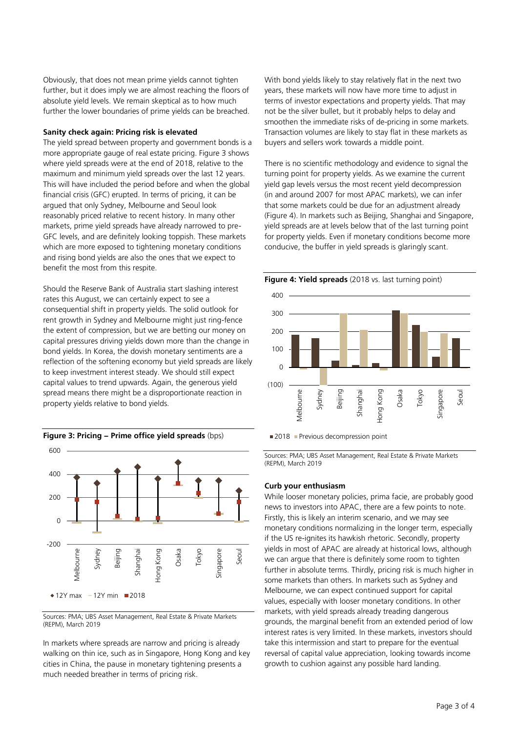Obviously, that does not mean prime yields cannot tighten further, but it does imply we are almost reaching the floors of absolute yield levels. We remain skeptical as to how much further the lower boundaries of prime yields can be breached.

**Sanity check again: Pricing risk is elevated**

The yield spread between property and government bonds is a more appropriate gauge of real estate pricing. Figure 3 shows where yield spreads were at the end of 2018, relative to the maximum and minimum yield spreads over the last 12 years. This will have included the period before and when the global financial crisis (GFC) erupted. In terms of pricing, it can be argued that only Sydney, Melbourne and Seoul look reasonably priced relative to recent history. In many other markets, prime yield spreads have already narrowed to pre-GFC levels, and are definitely looking toppish. These markets which are more exposed to tightening monetary conditions and rising bond yields are also the ones that we expect to benefit the most from this respite.

Should the Reserve Bank of Australia start slashing interest rates this August, we can certainly expect to see a consequential shift in property yields. The solid outlook for rent growth in Sydney and Melbourne might just ring-fence the extent of compression, but we are betting our money on capital pressures driving yields down more than the change in bond yields. In Korea, the dovish monetary sentiments are a reflection of the softening economy but yield spreads are likely to keep investment interest steady. We should still expect capital values to trend upwards. Again, the generous yield spread means there might be a disproportionate reaction in property yields relative to bond yields.

**Figure 3: Pricing – Prime office yield spreads** (bps)

Sources: PMA; UBS Asset Management, Real Estate & Private Markets (REPM), March 2019

In markets where spreads are narrow and pricing is already walking on thin ice, such as in Singapore, Hong Kong and key cities in China, the pause in monetary tightening presents a much needed breather in terms of pricing risk.

With bond yields likely to stay relatively flat in the next two years, these markets will now have more time to adjust in terms of investor expectations and property yields. That may not be the silver bullet, but it probably helps to delay and smoothen the immediate risks of de-pricing in some markets. Transaction volumes are likely to stay flat in these markets as buyers and sellers work towards a middle point.

There is no scientific methodology and evidence to signal the turning point for property yields. As we examine the current yield gap levels versus the most recent yield decompression (in and around 2007 for most APAC markets), we can infer that some markets could be due for an adjustment already (Figure 4). In markets such as Beijing, Shanghai and Singapore, yield spreads are at levels below that of the last turning point for property yields. Even if monetary conditions become more conducive, the buffer in yield spreads is glaringly scant.

**Figure 4: Yield spreads** (2018 vs. last turning point)

Sources: PMA; UBS Asset Management, Real Estate & Private Markets (REPM), March 2019

**Curb your enthusiasm**

While looser monetary policies, prima facie, are probably good news to investors into APAC, there are a few points to note. Firstly, this is likely an interim scenario, and we may see monetary conditions normalizing in the longer term, especially if the US re-ignites its hawkish rhetoric. Secondly, property yields in most of APAC are already at historical lows, although we can argue that there is definitely some room to tighten further in absolute terms. Thirdly, pricing risk is much higher in some markets than others. In markets such as Sydney and Melbourne, we can expect continued support for capital values, especially with looser monetary conditions. In other markets, with yield spreads already treading dangerous grounds, the marginal benefit from an extended period of low interest rates is very limited. In these markets, investors should take this intermission and start to prepare for the eventual reversal of capital value appreciation, looking towards income growth to cushion against any possible hard landing.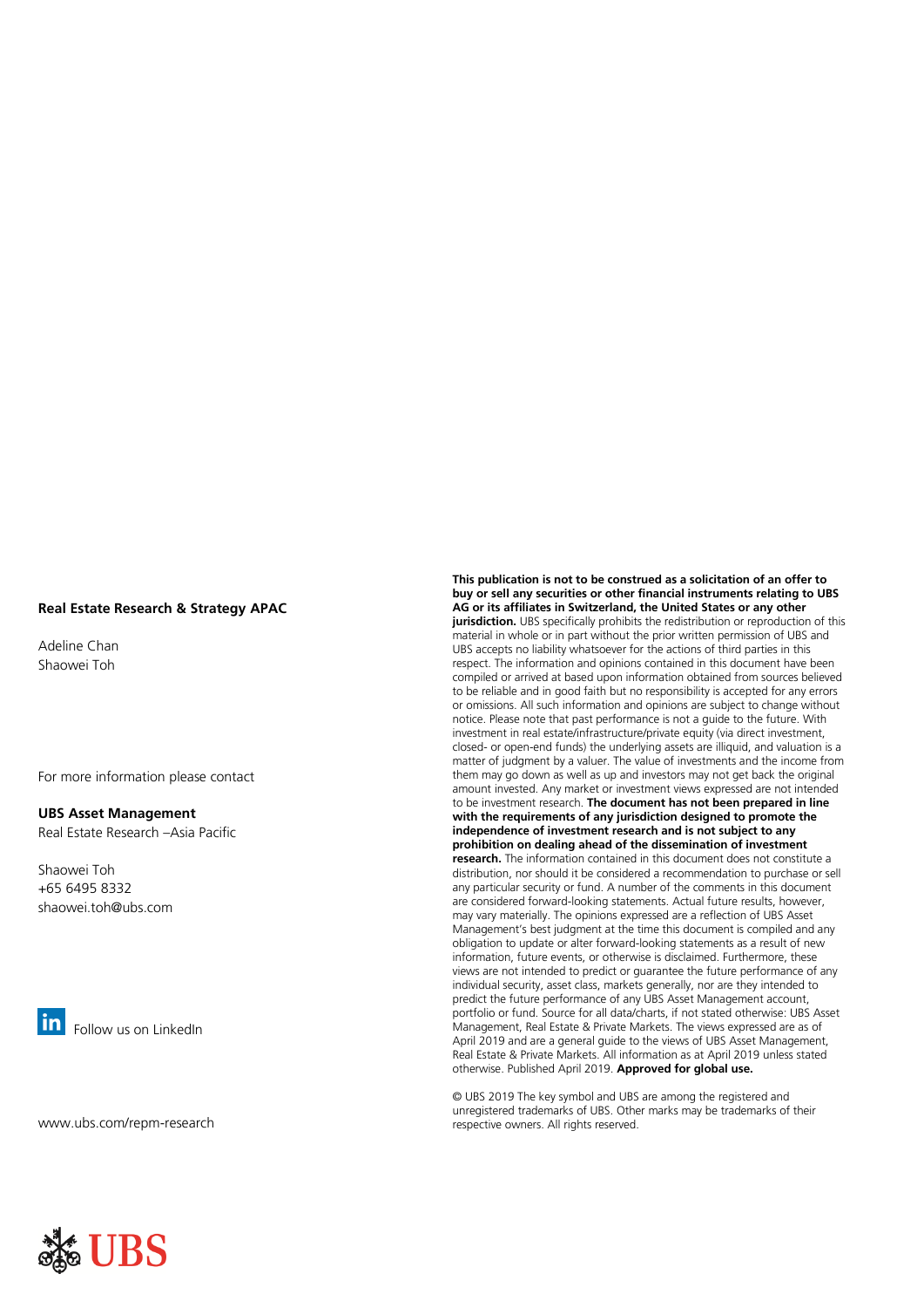**Real Estate Research & Strategy APAC**

Adeline Chan
Shaowei Toh

For more information please contact

**UBS Asset Management**
Real Estate Research –Asia Pacific

Shaowei Toh
+65 6495 8332
shaowei.toh@ubs.com

Follow us on LinkedIn

www.ubs.com/repm-research

**This publication is not to be construed as a solicitation of an offer to buy or sell any securities or other financial instruments relating to UBS AG or its affiliates in Switzerland, the United States or any other jurisdiction.** UBS specifically prohibits the redistribution or reproduction of this material in whole or in part without the prior written permission of UBS and UBS accepts no liability whatsoever for the actions of third parties in this respect. The information and opinions contained in this document have been compiled or arrived at based upon information obtained from sources believed to be reliable and in good faith but no responsibility is accepted for any errors or omissions. All such information and opinions are subject to change without notice. Please note that past performance is not a guide to the future. With investment in real estate/infrastructure/private equity (via direct investment, closed- or open-end funds) the underlying assets are illiquid, and valuation is a matter of judgment by a valuer. The value of investments and the income from them may go down as well as up and investors may not get back the original amount invested. Any market or investment views expressed are not intended to be investment research. **The document has not been prepared in line with the requirements of any jurisdiction designed to promote the independence of investment research and is not subject to any prohibition on dealing ahead of the dissemination of investment research.** The information contained in this document does not constitute a distribution, nor should it be considered a recommendation to purchase or sell any particular security or fund. A number of the comments in this document are considered forward-looking statements. Actual future results, however, may vary materially. The opinions expressed are a reflection of UBS Asset Management's best judgment at the time this document is compiled and any obligation to update or alter forward-looking statements as a result of new information, future events, or otherwise is disclaimed. Furthermore, these views are not intended to predict or guarantee the future performance of any individual security, asset class, markets generally, nor are they intended to predict the future performance of any UBS Asset Management account, portfolio or fund. Source for all data/charts, if not stated otherwise: UBS Asset Management, Real Estate & Private Markets. The views expressed are as of April 2019 and are a general guide to the views of UBS Asset Management, Real Estate & Private Markets. All information as at April 2019 unless stated otherwise. Published April 2019. **Approved for global use.**

© UBS 2019 The key symbol and UBS are among the registered and unregistered trademarks of UBS. Other marks may be trademarks of their respective owners. All rights reserved.